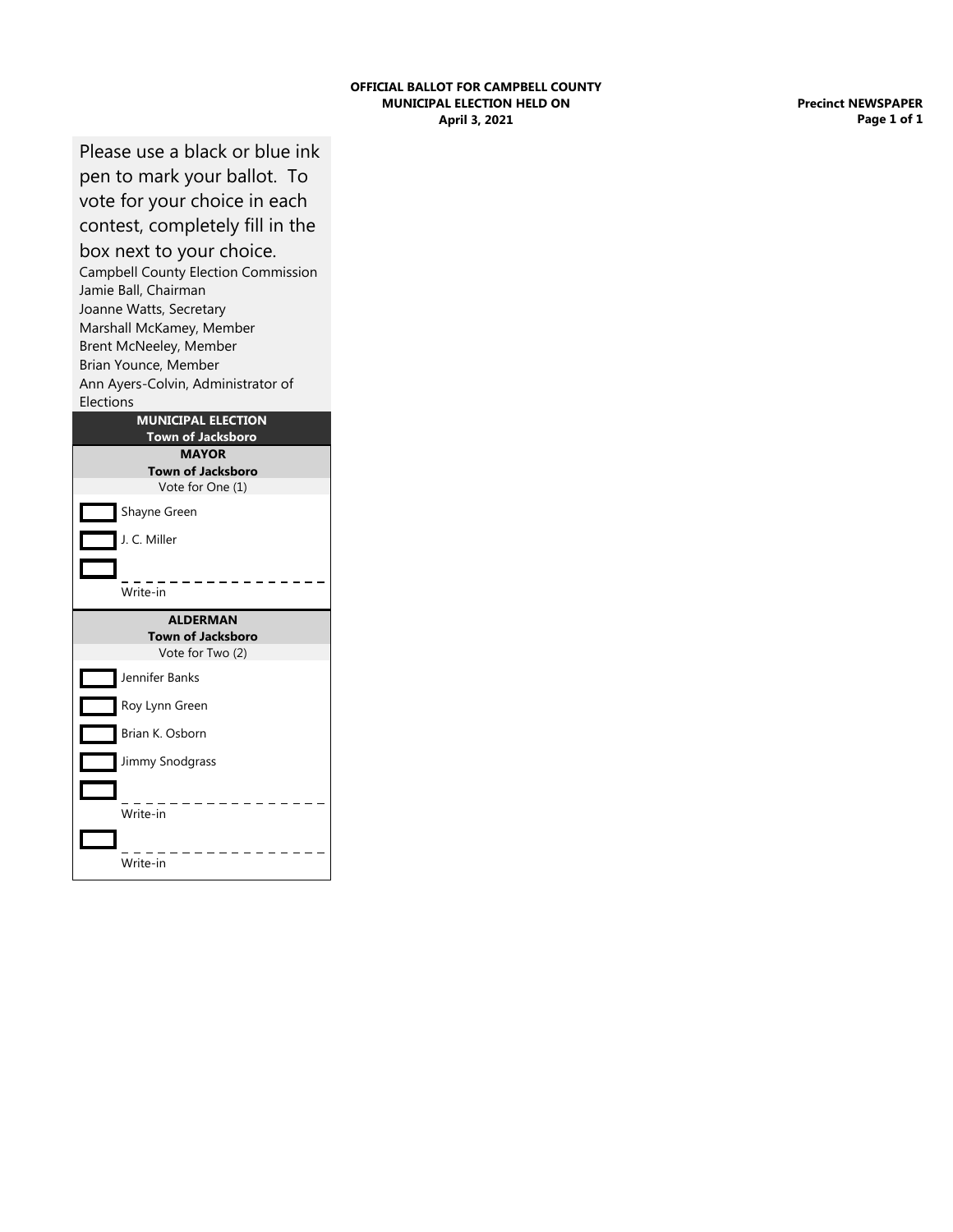**OFFICIAL BALLOT FOR CAMPBELL COUNTY**
**MUNICIPAL ELECTION HELD ON**
**April 3, 2021**

**Precinct NEWSPAPER**

Please use a black or blue ink pen to mark your ballot. To vote for your choice in each contest, completely fill in the box next to your choice.

Campbell County Election Commission
Jamie Ball, Chairman
Joanne Watts, Secretary
Marshall McKamey, Member
Brent McNeeley, Member
Brian Younce, Member
Ann Ayers-Colvin, Administrator of Elections

## MUNICIPAL ELECTION
**Town of Jacksboro**

### MAYOR
**Town of Jacksboro**

Vote for One (1)

- [ ] Shayne Green
- [ ] J. C. Miller
- [ ] _________________ Write-in

### ALDERMAN
**Town of Jacksboro**

Vote for Two (2)

- [ ] Jennifer Banks
- [ ] Roy Lynn Green
- [ ] Brian K. Osborn
- [ ] Jimmy Snodgrass
- [ ] _________________ Write-in
- [ ] _________________ Write-in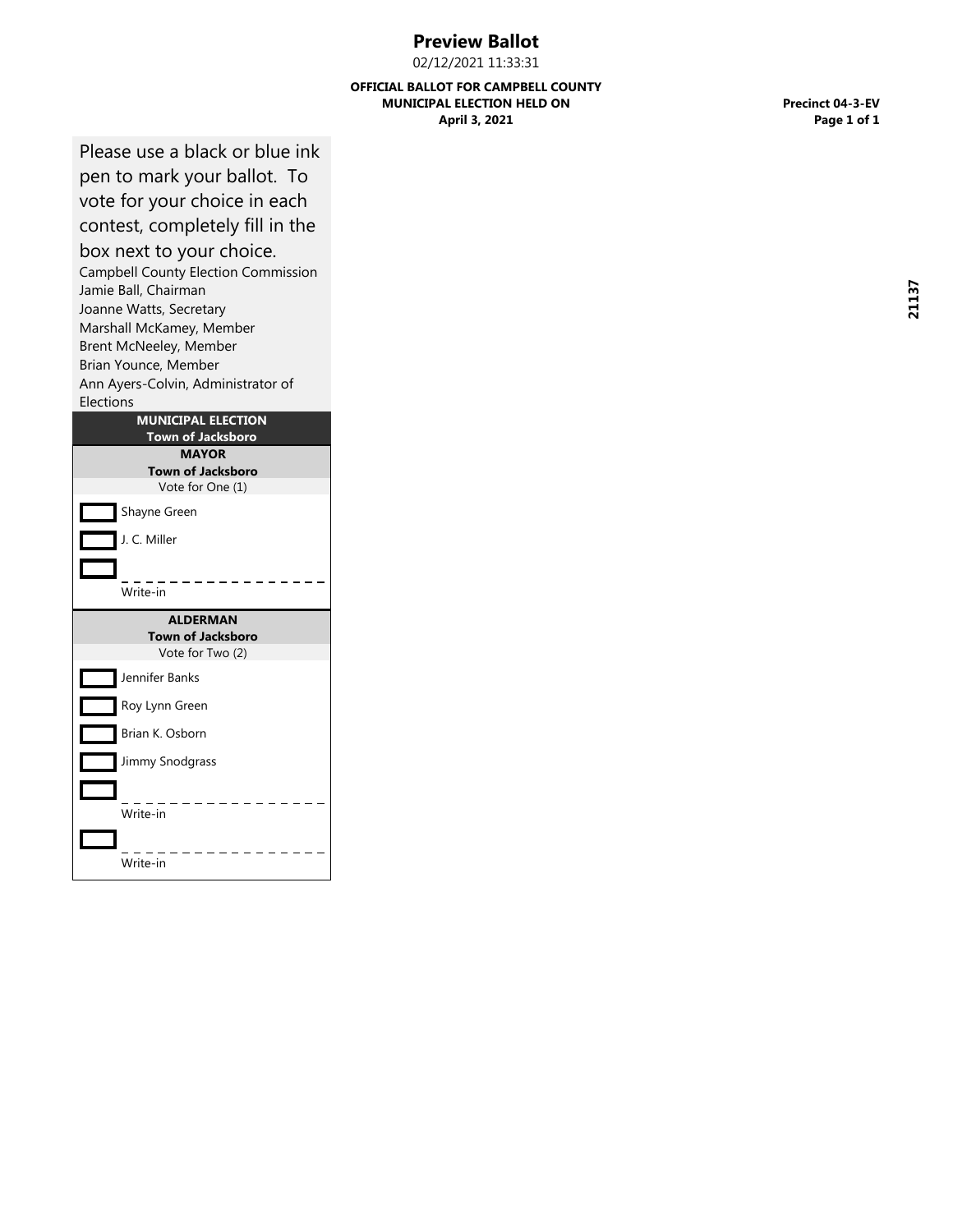# Preview Ballot

02/12/2021 11:33:31

**OFFICIAL BALLOT FOR CAMPBELL COUNTY**
**MUNICIPAL ELECTION HELD ON**
**April 3, 2021**

**Precinct 04-3-EV**

21137

Please use a black or blue ink pen to mark your ballot. To vote for your choice in each contest, completely fill in the box next to your choice.

Campbell County Election Commission
Jamie Ball, Chairman
Joanne Watts, Secretary
Marshall McKamey, Member
Brent McNeeley, Member
Brian Younce, Member
Ann Ayers-Colvin, Administrator of Elections

## MUNICIPAL ELECTION
### Town of Jacksboro

**MAYOR**
**Town of Jacksboro**
Vote for One (1)

- [ ] Shayne Green
- [ ] J. C. Miller
- [ ] _______________ Write-in

**ALDERMAN**
**Town of Jacksboro**
Vote for Two (2)

- [ ] Jennifer Banks
- [ ] Roy Lynn Green
- [ ] Brian K. Osborn
- [ ] Jimmy Snodgrass
- [ ] _______________ Write-in
- [ ] _______________ Write-in